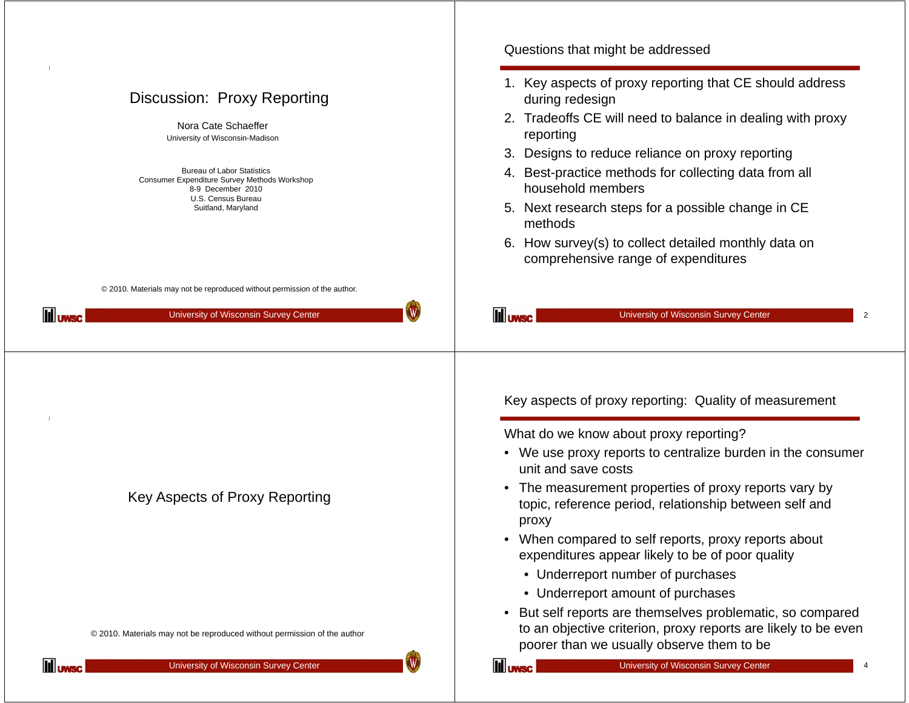# Discussion: Proxy Reporting

Nora Cate Schaeffer
University of Wisconsin-Madison

Bureau of Labor Statistics
Consumer Expenditure Survey Methods Workshop
8-9 December 2010
U.S. Census Bureau
Suitland, Maryland

© 2010. Materials may not be reproduced without permission of the author.

## Questions that might be addressed

1. Key aspects of proxy reporting that CE should address during redesign
2. Tradeoffs CE will need to balance in dealing with proxy reporting
3. Designs to reduce reliance on proxy reporting
4. Best-practice methods for collecting data from all household members
5. Next research steps for a possible change in CE methods
6. How survey(s) to collect detailed monthly data on comprehensive range of expenditures

# Key Aspects of Proxy Reporting

© 2010. Materials may not be reproduced without permission of the author

## Key aspects of proxy reporting: Quality of measurement

What do we know about proxy reporting?

- We use proxy reports to centralize burden in the consumer unit and save costs
- The measurement properties of proxy reports vary by topic, reference period, relationship between self and proxy
- When compared to self reports, proxy reports about expenditures appear likely to be of poor quality
  - Underreport number of purchases
  - Underreport amount of purchases
- But self reports are themselves problematic, so compared to an objective criterion, proxy reports are likely to be even poorer than we usually observe them to be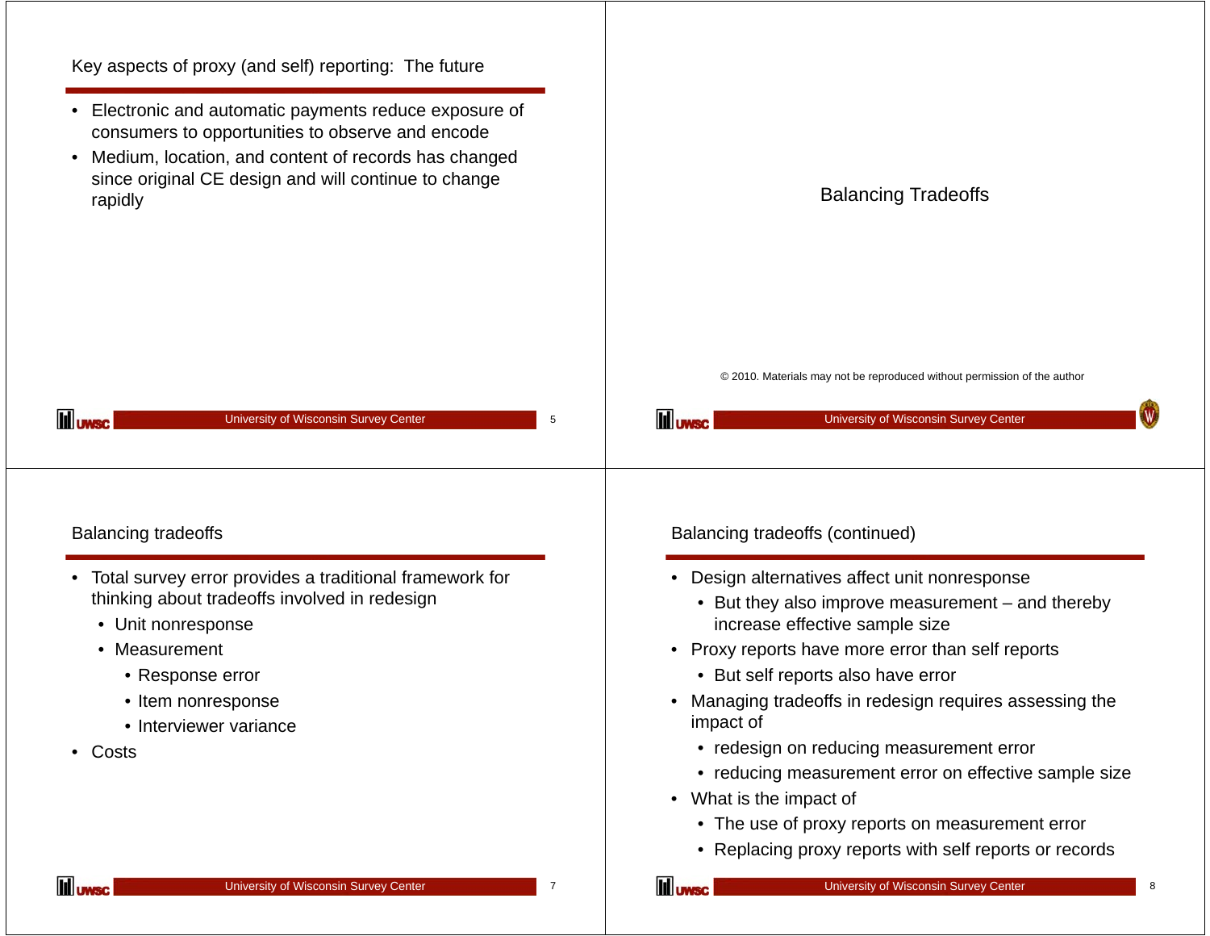## Key aspects of proxy (and self) reporting: The future

- Electronic and automatic payments reduce exposure of consumers to opportunities to observe and encode
- Medium, location, and content of records has changed since original CE design and will continue to change rapidly

## Balancing Tradeoffs

© 2010. Materials may not be reproduced without permission of the author

## Balancing tradeoffs

- Total survey error provides a traditional framework for thinking about tradeoffs involved in redesign
  - Unit nonresponse
  - Measurement
    - Response error
    - Item nonresponse
    - Interviewer variance
- Costs

## Balancing tradeoffs (continued)

- Design alternatives affect unit nonresponse
  - But they also improve measurement – and thereby increase effective sample size
- Proxy reports have more error than self reports
  - But self reports also have error
- Managing tradeoffs in redesign requires assessing the impact of
  - redesign on reducing measurement error
  - reducing measurement error on effective sample size
- What is the impact of
  - The use of proxy reports on measurement error
  - Replacing proxy reports with self reports or records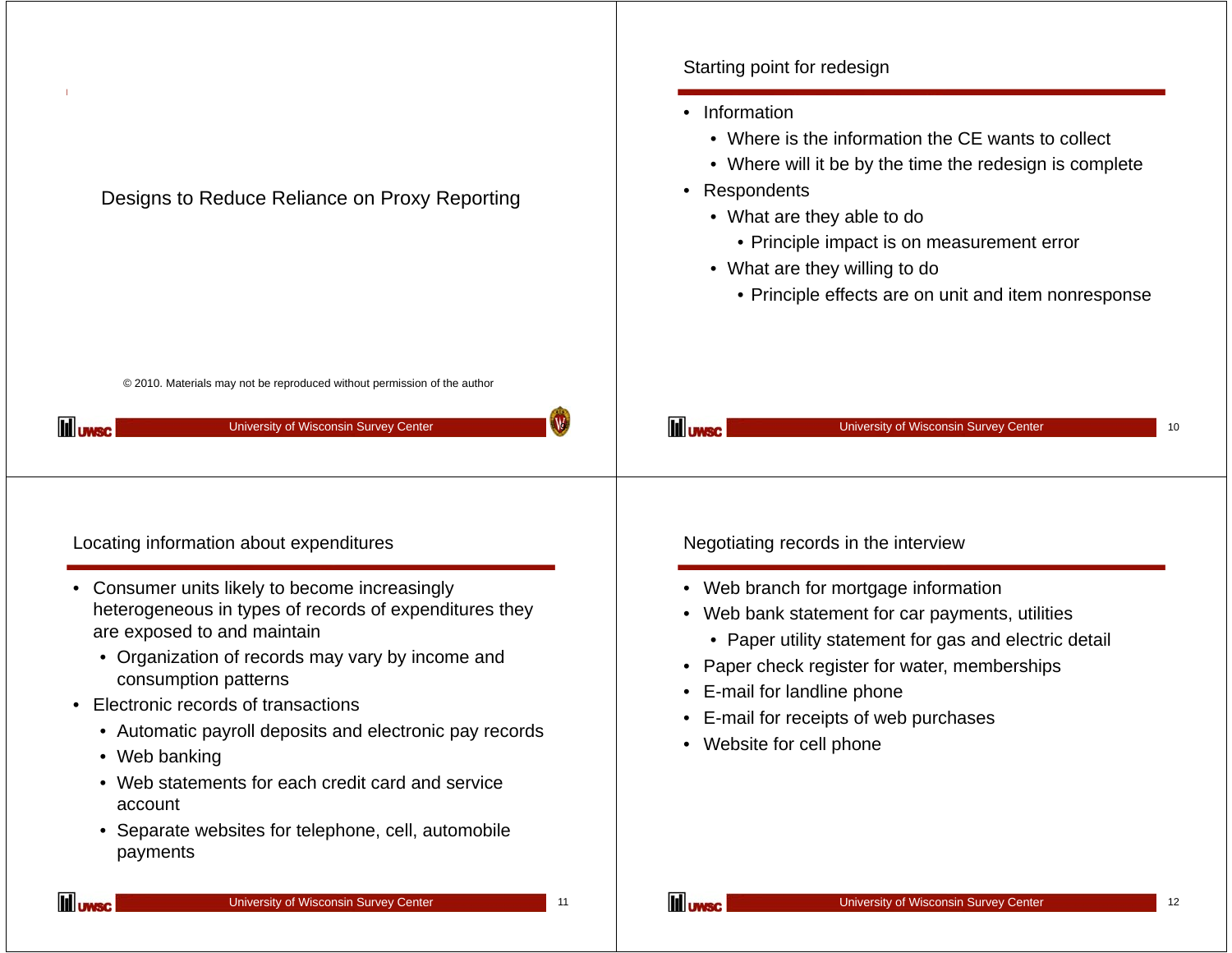# Designs to Reduce Reliance on Proxy Reporting

© 2010. Materials may not be reproduced without permission of the author

## Starting point for redesign

- Information
  - Where is the information the CE wants to collect
  - Where will it be by the time the redesign is complete
- Respondents
  - What are they able to do
    - Principle impact is on measurement error
  - What are they willing to do
    - Principle effects are on unit and item nonresponse

## Locating information about expenditures

- Consumer units likely to become increasingly heterogeneous in types of records of expenditures they are exposed to and maintain
  - Organization of records may vary by income and consumption patterns
- Electronic records of transactions
  - Automatic payroll deposits and electronic pay records
  - Web banking
  - Web statements for each credit card and service account
  - Separate websites for telephone, cell, automobile payments

## Negotiating records in the interview

- Web branch for mortgage information
- Web bank statement for car payments, utilities
  - Paper utility statement for gas and electric detail
- Paper check register for water, memberships
- E-mail for landline phone
- E-mail for receipts of web purchases
- Website for cell phone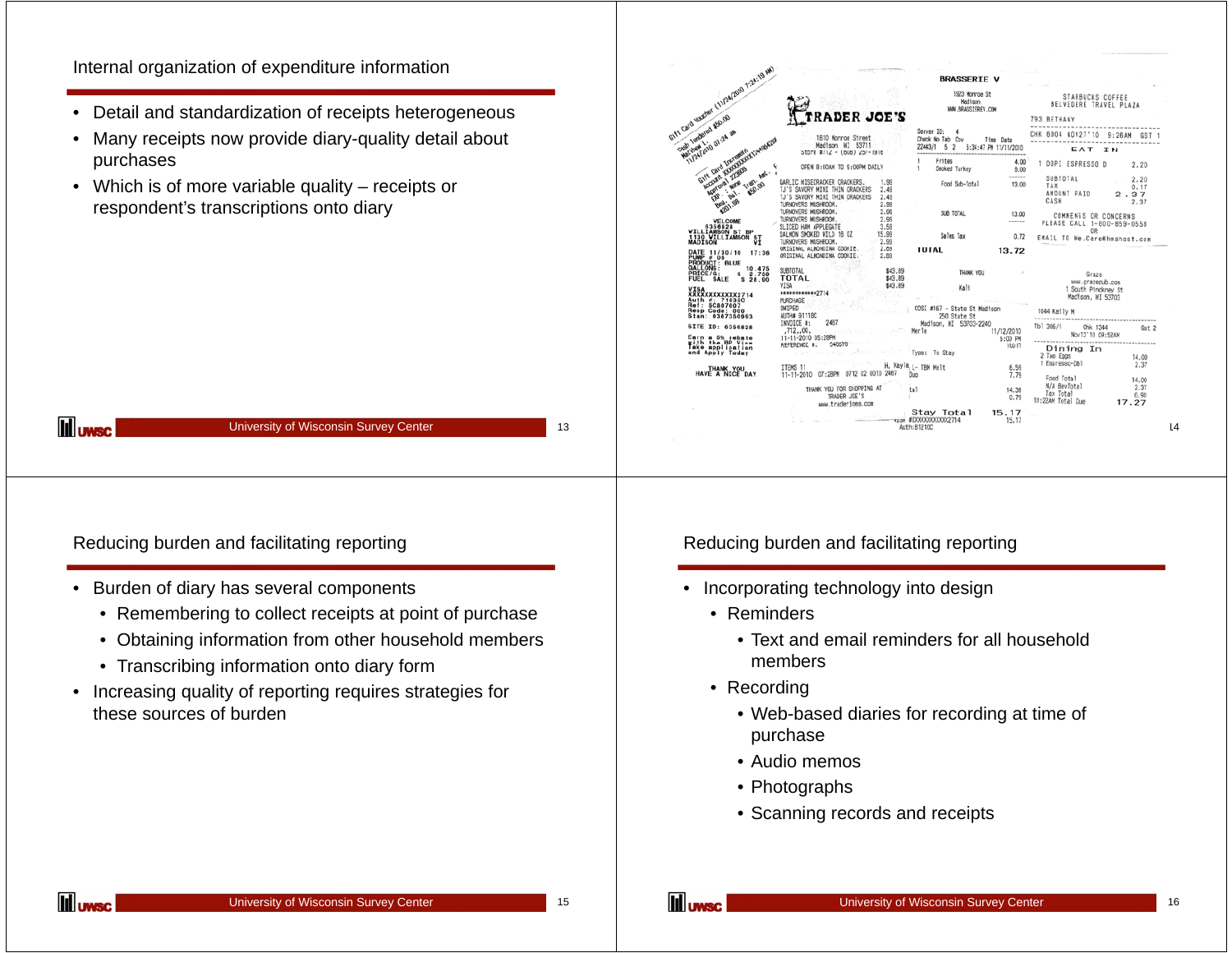## Internal organization of expenditure information

- Detail and standardization of receipts heterogeneous
- Many receipts now provide diary-quality detail about purchases
- Which is of more variable quality – receipts or respondent's transcriptions onto diary

## Reducing burden and facilitating reporting

- Burden of diary has several components
  - Remembering to collect receipts at point of purchase
  - Obtaining information from other household members
  - Transcribing information onto diary form
- Increasing quality of reporting requires strategies for these sources of burden

## Reducing burden and facilitating reporting

- Incorporating technology into design
  - Reminders
    - Text and email reminders for all household members
  - Recording
    - Web-based diaries for recording at time of purchase
    - Audio memos
    - Photographs
    - Scanning records and receipts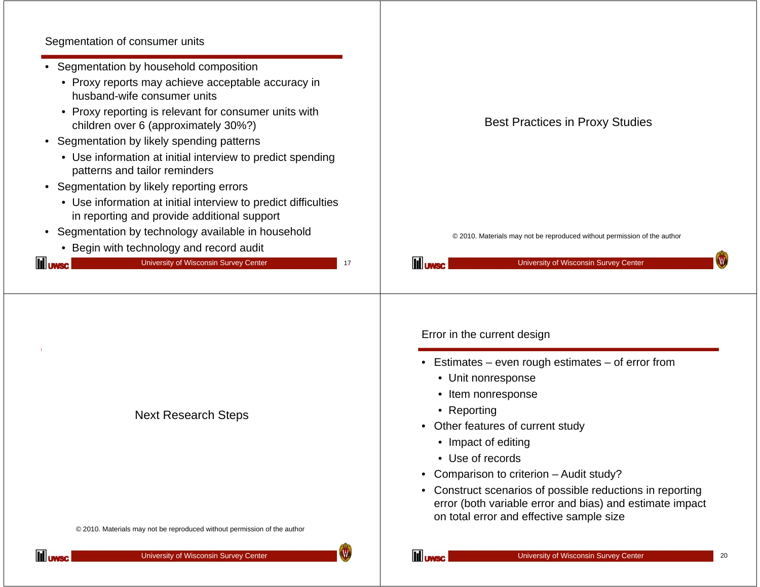## Segmentation of consumer units

- Segmentation by household composition
  - Proxy reports may achieve acceptable accuracy in husband-wife consumer units
  - Proxy reporting is relevant for consumer units with children over 6 (approximately 30%?)
- Segmentation by likely spending patterns
  - Use information at initial interview to predict spending patterns and tailor reminders
- Segmentation by likely reporting errors
  - Use information at initial interview to predict difficulties in reporting and provide additional support
- Segmentation by technology available in household
  - Begin with technology and record audit

## Best Practices in Proxy Studies

© 2010. Materials may not be reproduced without permission of the author

## Next Research Steps

© 2010. Materials may not be reproduced without permission of the author

## Error in the current design

- Estimates – even rough estimates – of error from
  - Unit nonresponse
  - Item nonresponse
  - Reporting
- Other features of current study
  - Impact of editing
  - Use of records
- Comparison to criterion – Audit study?
- Construct scenarios of possible reductions in reporting error (both variable error and bias) and estimate impact on total error and effective sample size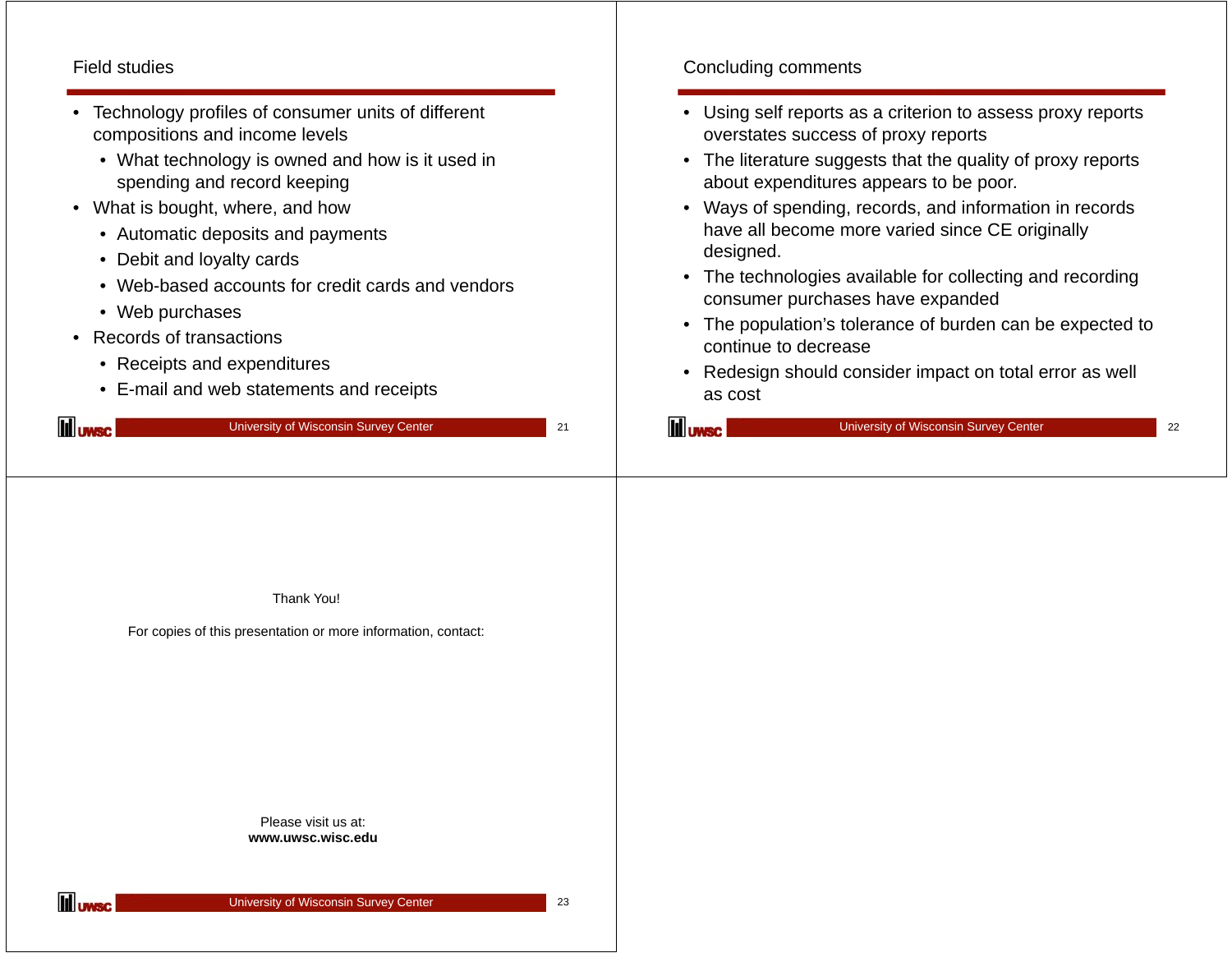## Field studies

- Technology profiles of consumer units of different compositions and income levels
  - What technology is owned and how is it used in spending and record keeping
- What is bought, where, and how
  - Automatic deposits and payments
  - Debit and loyalty cards
  - Web-based accounts for credit cards and vendors
  - Web purchases
- Records of transactions
  - Receipts and expenditures
  - E-mail and web statements and receipts

## Concluding comments

- Using self reports as a criterion to assess proxy reports overstates success of proxy reports
- The literature suggests that the quality of proxy reports about expenditures appears to be poor.
- Ways of spending, records, and information in records have all become more varied since CE originally designed.
- The technologies available for collecting and recording consumer purchases have expanded
- The population's tolerance of burden can be expected to continue to decrease
- Redesign should consider impact on total error as well as cost

Thank You!

For copies of this presentation or more information, contact:

Please visit us at:
**www.uwsc.wisc.edu**